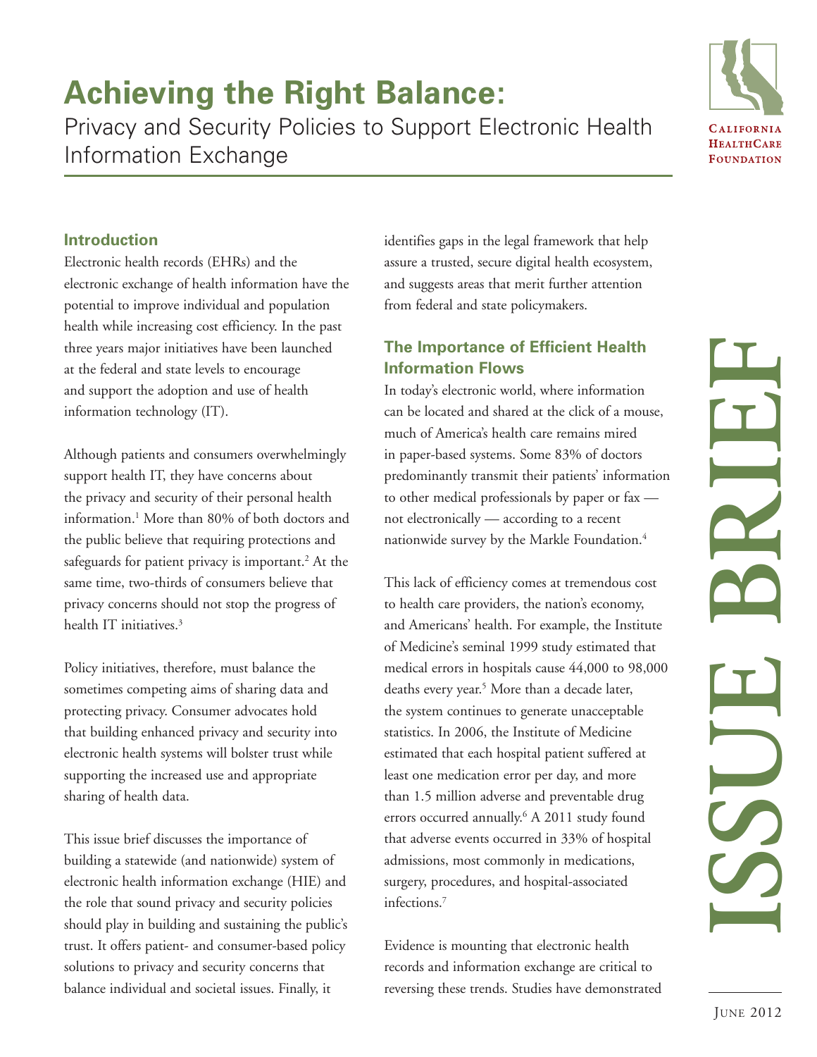# Achieving the Right Balance:

Privacy and Security Policies to Support Electronic Health Information Exchange

California HealthCare Foundation

ISSUE BRIEF

June 2012

## Introduction

Electronic health records (EHRs) and the electronic exchange of health information have the potential to improve individual and population health while increasing cost efficiency. In the past three years major initiatives have been launched at the federal and state levels to encourage and support the adoption and use of health information technology (IT).

Although patients and consumers overwhelmingly support health IT, they have concerns about the privacy and security of their personal health information.[1] More than 80% of both doctors and the public believe that requiring protections and safeguards for patient privacy is important.[2] At the same time, two-thirds of consumers believe that privacy concerns should not stop the progress of health IT initiatives.[3]

Policy initiatives, therefore, must balance the sometimes competing aims of sharing data and protecting privacy. Consumer advocates hold that building enhanced privacy and security into electronic health systems will bolster trust while supporting the increased use and appropriate sharing of health data.

This issue brief discusses the importance of building a statewide (and nationwide) system of electronic health information exchange (HIE) and the role that sound privacy and security policies should play in building and sustaining the public's trust. It offers patient- and consumer-based policy solutions to privacy and security concerns that balance individual and societal issues. Finally, it identifies gaps in the legal framework that help assure a trusted, secure digital health ecosystem, and suggests areas that merit further attention from federal and state policymakers.

## The Importance of Efficient Health Information Flows

In today's electronic world, where information can be located and shared at the click of a mouse, much of America's health care remains mired in paper-based systems. Some 83% of doctors predominantly transmit their patients' information to other medical professionals by paper or fax — not electronically — according to a recent nationwide survey by the Markle Foundation.[4]

This lack of efficiency comes at tremendous cost to health care providers, the nation's economy, and Americans' health. For example, the Institute of Medicine's seminal 1999 study estimated that medical errors in hospitals cause 44,000 to 98,000 deaths every year.[5] More than a decade later, the system continues to generate unacceptable statistics. In 2006, the Institute of Medicine estimated that each hospital patient suffered at least one medication error per day, and more than 1.5 million adverse and preventable drug errors occurred annually.[6] A 2011 study found that adverse events occurred in 33% of hospital admissions, most commonly in medications, surgery, procedures, and hospital-associated infections.[7]

Evidence is mounting that electronic health records and information exchange are critical to reversing these trends. Studies have demonstrated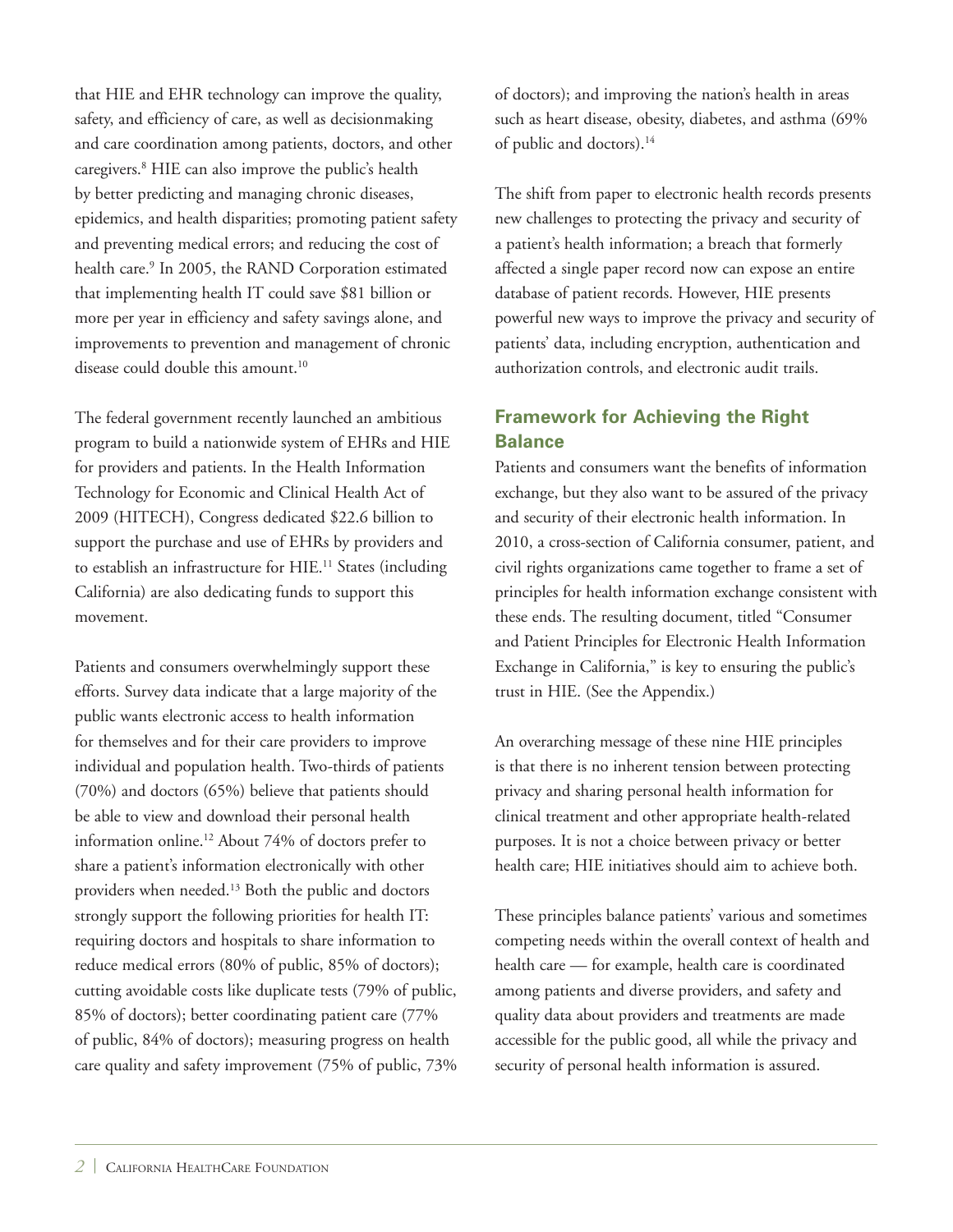that HIE and EHR technology can improve the quality, safety, and efficiency of care, as well as decisionmaking and care coordination among patients, doctors, and other caregivers.[8] HIE can also improve the public's health by better predicting and managing chronic diseases, epidemics, and health disparities; promoting patient safety and preventing medical errors; and reducing the cost of health care.[9] In 2005, the RAND Corporation estimated that implementing health IT could save $81 billion or more per year in efficiency and safety savings alone, and improvements to prevention and management of chronic disease could double this amount.[10]

The federal government recently launched an ambitious program to build a nationwide system of EHRs and HIE for providers and patients. In the Health Information Technology for Economic and Clinical Health Act of 2009 (HITECH), Congress dedicated $22.6 billion to support the purchase and use of EHRs by providers and to establish an infrastructure for HIE.[11] States (including California) are also dedicating funds to support this movement.

Patients and consumers overwhelmingly support these efforts. Survey data indicate that a large majority of the public wants electronic access to health information for themselves and for their care providers to improve individual and population health. Two-thirds of patients (70%) and doctors (65%) believe that patients should be able to view and download their personal health information online.[12] About 74% of doctors prefer to share a patient's information electronically with other providers when needed.[13] Both the public and doctors strongly support the following priorities for health IT: requiring doctors and hospitals to share information to reduce medical errors (80% of public, 85% of doctors); cutting avoidable costs like duplicate tests (79% of public, 85% of doctors); better coordinating patient care (77% of public, 84% of doctors); measuring progress on health care quality and safety improvement (75% of public, 73% of doctors); and improving the nation's health in areas such as heart disease, obesity, diabetes, and asthma (69% of public and doctors).[14]

The shift from paper to electronic health records presents new challenges to protecting the privacy and security of a patient's health information; a breach that formerly affected a single paper record now can expose an entire database of patient records. However, HIE presents powerful new ways to improve the privacy and security of patients' data, including encryption, authentication and authorization controls, and electronic audit trails.

## Framework for Achieving the Right Balance

Patients and consumers want the benefits of information exchange, but they also want to be assured of the privacy and security of their electronic health information. In 2010, a cross-section of California consumer, patient, and civil rights organizations came together to frame a set of principles for health information exchange consistent with these ends. The resulting document, titled "Consumer and Patient Principles for Electronic Health Information Exchange in California," is key to ensuring the public's trust in HIE. (See the Appendix.)

An overarching message of these nine HIE principles is that there is no inherent tension between protecting privacy and sharing personal health information for clinical treatment and other appropriate health-related purposes. It is not a choice between privacy or better health care; HIE initiatives should aim to achieve both.

These principles balance patients' various and sometimes competing needs within the overall context of health and health care — for example, health care is coordinated among patients and diverse providers, and safety and quality data about providers and treatments are made accessible for the public good, all while the privacy and security of personal health information is assured.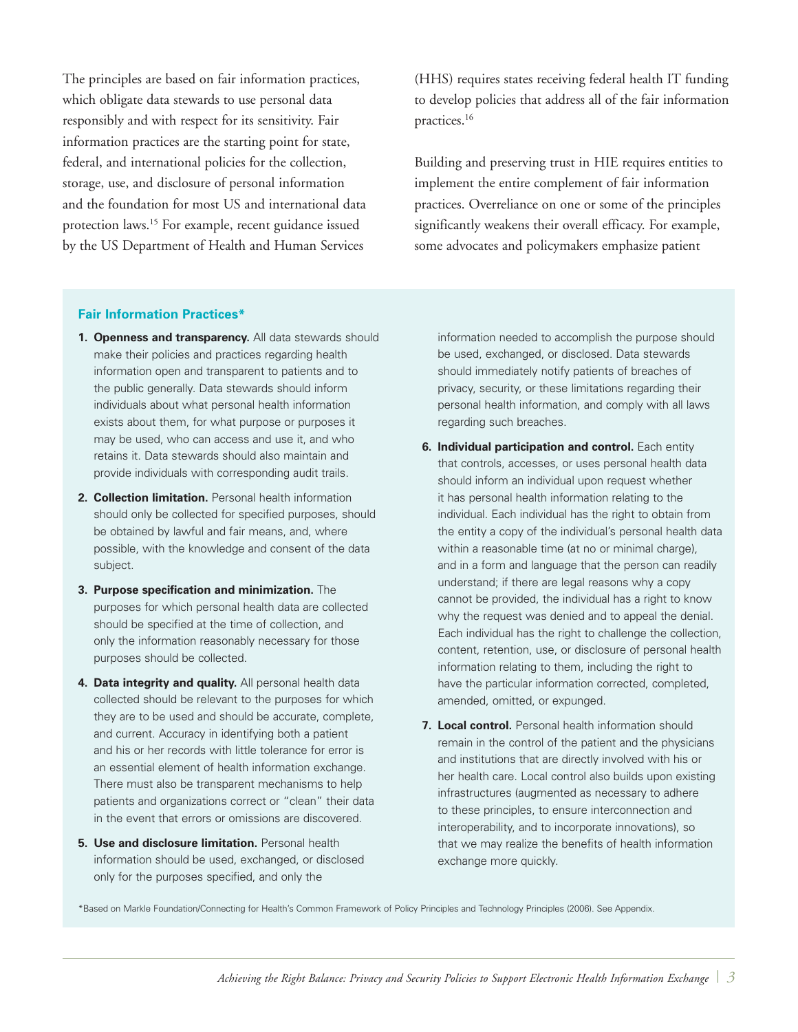The principles are based on fair information practices, which obligate data stewards to use personal data responsibly and with respect for its sensitivity. Fair information practices are the starting point for state, federal, and international policies for the collection, storage, use, and disclosure of personal information and the foundation for most US and international data protection laws.[15] For example, recent guidance issued by the US Department of Health and Human Services (HHS) requires states receiving federal health IT funding to develop policies that address all of the fair information practices.[16]

Building and preserving trust in HIE requires entities to implement the entire complement of fair information practices. Overreliance on one or some of the principles significantly weakens their overall efficacy. For example, some advocates and policymakers emphasize patient

### Fair Information Practices*

1. **Openness and transparency.** All data stewards should make their policies and practices regarding health information open and transparent to patients and to the public generally. Data stewards should inform individuals about what personal health information exists about them, for what purpose or purposes it may be used, who can access and use it, and who retains it. Data stewards should also maintain and provide individuals with corresponding audit trails.
2. **Collection limitation.** Personal health information should only be collected for specified purposes, should be obtained by lawful and fair means, and, where possible, with the knowledge and consent of the data subject.
3. **Purpose specification and minimization.** The purposes for which personal health data are collected should be specified at the time of collection, and only the information reasonably necessary for those purposes should be collected.
4. **Data integrity and quality.** All personal health data collected should be relevant to the purposes for which they are to be used and should be accurate, complete, and current. Accuracy in identifying both a patient and his or her records with little tolerance for error is an essential element of health information exchange. There must also be transparent mechanisms to help patients and organizations correct or "clean" their data in the event that errors or omissions are discovered.
5. **Use and disclosure limitation.** Personal health information should be used, exchanged, or disclosed only for the purposes specified, and only the information needed to accomplish the purpose should be used, exchanged, or disclosed. Data stewards should immediately notify patients of breaches of privacy, security, or these limitations regarding their personal health information, and comply with all laws regarding such breaches.
6. **Individual participation and control.** Each entity that controls, accesses, or uses personal health data should inform an individual upon request whether it has personal health information relating to the individual. Each individual has the right to obtain from the entity a copy of the individual's personal health data within a reasonable time (at no or minimal charge), and in a form and language that the person can readily understand; if there are legal reasons why a copy cannot be provided, the individual has a right to know why the request was denied and to appeal the denial. Each individual has the right to challenge the collection, content, retention, use, or disclosure of personal health information relating to them, including the right to have the particular information corrected, completed, amended, omitted, or expunged.
7. **Local control.** Personal health information should remain in the control of the patient and the physicians and institutions that are directly involved with his or her health care. Local control also builds upon existing infrastructures (augmented as necessary to adhere to these principles, to ensure interconnection and interoperability, and to incorporate innovations), so that we may realize the benefits of health information exchange more quickly.

*Based on Markle Foundation/Connecting for Health's Common Framework of Policy Principles and Technology Principles (2006). See Appendix.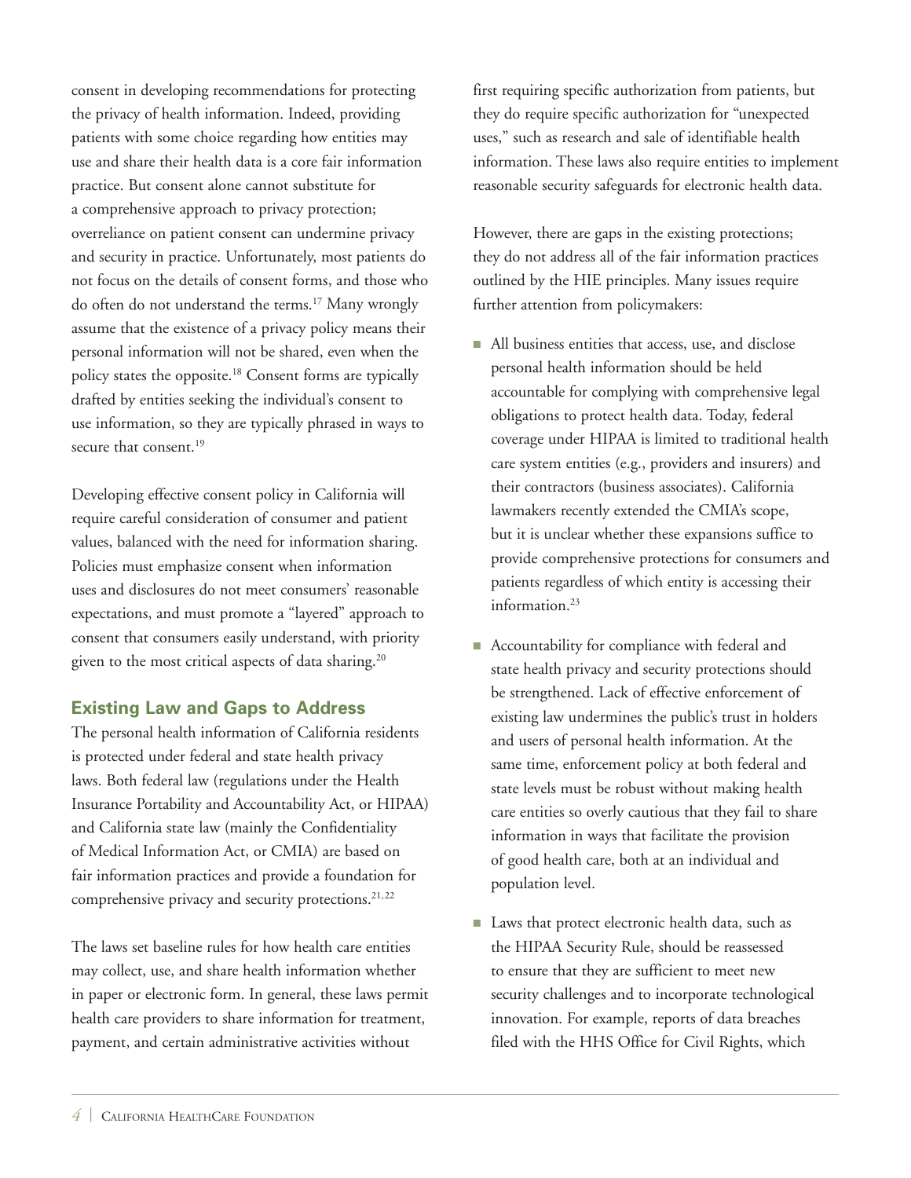consent in developing recommendations for protecting the privacy of health information. Indeed, providing patients with some choice regarding how entities may use and share their health data is a core fair information practice. But consent alone cannot substitute for a comprehensive approach to privacy protection; overreliance on patient consent can undermine privacy and security in practice. Unfortunately, most patients do not focus on the details of consent forms, and those who do often do not understand the terms.[17] Many wrongly assume that the existence of a privacy policy means their personal information will not be shared, even when the policy states the opposite.[18] Consent forms are typically drafted by entities seeking the individual's consent to use information, so they are typically phrased in ways to secure that consent.[19]

Developing effective consent policy in California will require careful consideration of consumer and patient values, balanced with the need for information sharing. Policies must emphasize consent when information uses and disclosures do not meet consumers' reasonable expectations, and must promote a "layered" approach to consent that consumers easily understand, with priority given to the most critical aspects of data sharing.[20]

## Existing Law and Gaps to Address

The personal health information of California residents is protected under federal and state health privacy laws. Both federal law (regulations under the Health Insurance Portability and Accountability Act, or HIPAA) and California state law (mainly the Confidentiality of Medical Information Act, or CMIA) are based on fair information practices and provide a foundation for comprehensive privacy and security protections.[21,22]

The laws set baseline rules for how health care entities may collect, use, and share health information whether in paper or electronic form. In general, these laws permit health care providers to share information for treatment, payment, and certain administrative activities without first requiring specific authorization from patients, but they do require specific authorization for "unexpected uses," such as research and sale of identifiable health information. These laws also require entities to implement reasonable security safeguards for electronic health data.

However, there are gaps in the existing protections; they do not address all of the fair information practices outlined by the HIE principles. Many issues require further attention from policymakers:

- All business entities that access, use, and disclose personal health information should be held accountable for complying with comprehensive legal obligations to protect health data. Today, federal coverage under HIPAA is limited to traditional health care system entities (e.g., providers and insurers) and their contractors (business associates). California lawmakers recently extended the CMIA's scope, but it is unclear whether these expansions suffice to provide comprehensive protections for consumers and patients regardless of which entity is accessing their information.[23]

- Accountability for compliance with federal and state health privacy and security protections should be strengthened. Lack of effective enforcement of existing law undermines the public's trust in holders and users of personal health information. At the same time, enforcement policy at both federal and state levels must be robust without making health care entities so overly cautious that they fail to share information in ways that facilitate the provision of good health care, both at an individual and population level.

- Laws that protect electronic health data, such as the HIPAA Security Rule, should be reassessed to ensure that they are sufficient to meet new security challenges and to incorporate technological innovation. For example, reports of data breaches filed with the HHS Office for Civil Rights, which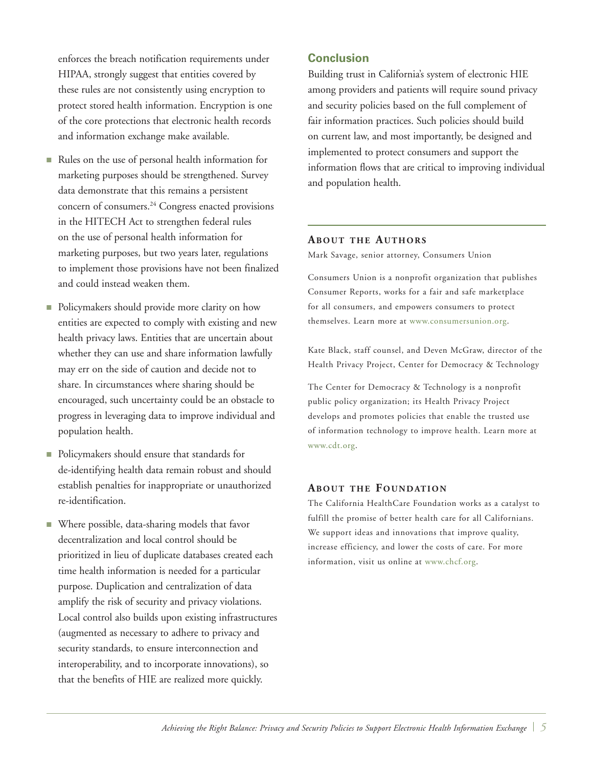enforces the breach notification requirements under HIPAA, strongly suggest that entities covered by these rules are not consistently using encryption to protect stored health information. Encryption is one of the core protections that electronic health records and information exchange make available.

- Rules on the use of personal health information for marketing purposes should be strengthened. Survey data demonstrate that this remains a persistent concern of consumers.[24] Congress enacted provisions in the HITECH Act to strengthen federal rules on the use of personal health information for marketing purposes, but two years later, regulations to implement those provisions have not been finalized and could instead weaken them.
- Policymakers should provide more clarity on how entities are expected to comply with existing and new health privacy laws. Entities that are uncertain about whether they can use and share information lawfully may err on the side of caution and decide not to share. In circumstances where sharing should be encouraged, such uncertainty could be an obstacle to progress in leveraging data to improve individual and population health.
- Policymakers should ensure that standards for de-identifying health data remain robust and should establish penalties for inappropriate or unauthorized re-identification.
- Where possible, data-sharing models that favor decentralization and local control should be prioritized in lieu of duplicate databases created each time health information is needed for a particular purpose. Duplication and centralization of data amplify the risk of security and privacy violations. Local control also builds upon existing infrastructures (augmented as necessary to adhere to privacy and security standards, to ensure interconnection and interoperability, and to incorporate innovations), so that the benefits of HIE are realized more quickly.

## Conclusion

Building trust in California's system of electronic HIE among providers and patients will require sound privacy and security policies based on the full complement of fair information practices. Such policies should build on current law, and most importantly, be designed and implemented to protect consumers and support the information flows that are critical to improving individual and population health.

### About the Authors

Mark Savage, senior attorney, Consumers Union

Consumers Union is a nonprofit organization that publishes Consumer Reports, works for a fair and safe marketplace for all consumers, and empowers consumers to protect themselves. Learn more at www.consumersunion.org.

Kate Black, staff counsel, and Deven McGraw, director of the Health Privacy Project, Center for Democracy & Technology

The Center for Democracy & Technology is a nonprofit public policy organization; its Health Privacy Project develops and promotes policies that enable the trusted use of information technology to improve health. Learn more at www.cdt.org.

### About the Foundation

The California HealthCare Foundation works as a catalyst to fulfill the promise of better health care for all Californians. We support ideas and innovations that improve quality, increase efficiency, and lower the costs of care. For more information, visit us online at www.chcf.org.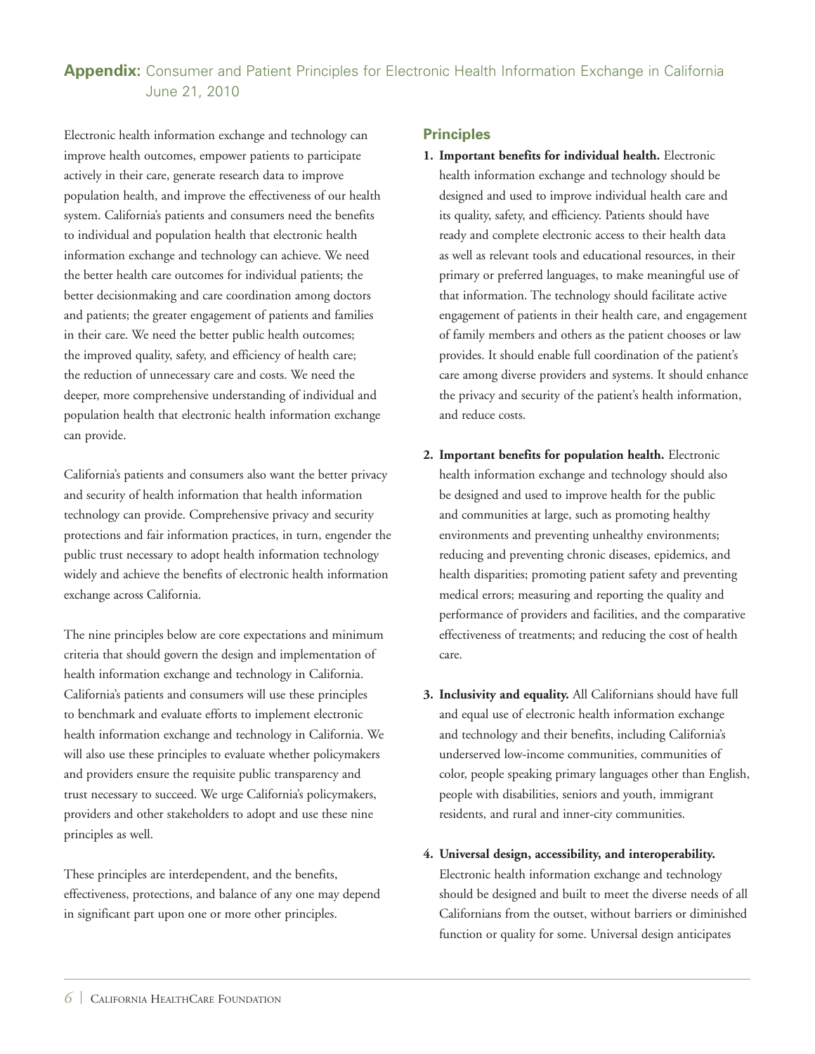## **Appendix:** Consumer and Patient Principles for Electronic Health Information Exchange in California June 21, 2010

Electronic health information exchange and technology can improve health outcomes, empower patients to participate actively in their care, generate research data to improve population health, and improve the effectiveness of our health system. California's patients and consumers need the benefits to individual and population health that electronic health information exchange and technology can achieve. We need the better health care outcomes for individual patients; the better decisionmaking and care coordination among doctors and patients; the greater engagement of patients and families in their care. We need the better public health outcomes; the improved quality, safety, and efficiency of health care; the reduction of unnecessary care and costs. We need the deeper, more comprehensive understanding of individual and population health that electronic health information exchange can provide.

California's patients and consumers also want the better privacy and security of health information that health information technology can provide. Comprehensive privacy and security protections and fair information practices, in turn, engender the public trust necessary to adopt health information technology widely and achieve the benefits of electronic health information exchange across California.

The nine principles below are core expectations and minimum criteria that should govern the design and implementation of health information exchange and technology in California. California's patients and consumers will use these principles to benchmark and evaluate efforts to implement electronic health information exchange and technology in California. We will also use these principles to evaluate whether policymakers and providers ensure the requisite public transparency and trust necessary to succeed. We urge California's policymakers, providers and other stakeholders to adopt and use these nine principles as well.

These principles are interdependent, and the benefits, effectiveness, protections, and balance of any one may depend in significant part upon one or more other principles.

### Principles

1. **Important benefits for individual health.** Electronic health information exchange and technology should be designed and used to improve individual health care and its quality, safety, and efficiency. Patients should have ready and complete electronic access to their health data as well as relevant tools and educational resources, in their primary or preferred languages, to make meaningful use of that information. The technology should facilitate active engagement of patients in their health care, and engagement of family members and others as the patient chooses or law provides. It should enable full coordination of the patient's care among diverse providers and systems. It should enhance the privacy and security of the patient's health information, and reduce costs.

2. **Important benefits for population health.** Electronic health information exchange and technology should also be designed and used to improve health for the public and communities at large, such as promoting healthy environments and preventing unhealthy environments; reducing and preventing chronic diseases, epidemics, and health disparities; promoting patient safety and preventing medical errors; measuring and reporting the quality and performance of providers and facilities, and the comparative effectiveness of treatments; and reducing the cost of health care.

3. **Inclusivity and equality.** All Californians should have full and equal use of electronic health information exchange and technology and their benefits, including California's underserved low-income communities, communities of color, people speaking primary languages other than English, people with disabilities, seniors and youth, immigrant residents, and rural and inner-city communities.

4. **Universal design, accessibility, and interoperability.** Electronic health information exchange and technology should be designed and built to meet the diverse needs of all Californians from the outset, without barriers or diminished function or quality for some. Universal design anticipates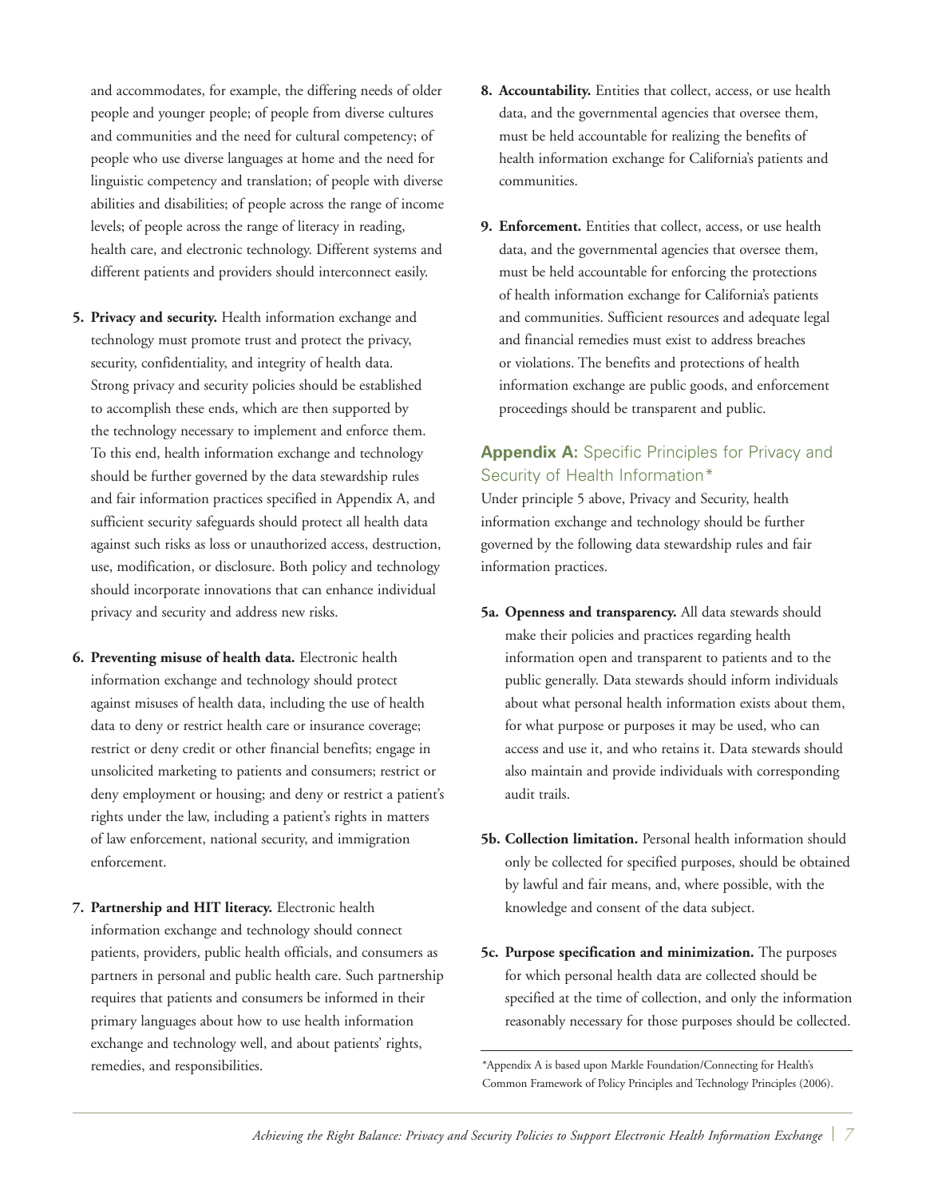and accommodates, for example, the differing needs of older people and younger people; of people from diverse cultures and communities and the need for cultural competency; of people who use diverse languages at home and the need for linguistic competency and translation; of people with diverse abilities and disabilities; of people across the range of income levels; of people across the range of literacy in reading, health care, and electronic technology. Different systems and different patients and providers should interconnect easily.

5. **Privacy and security.** Health information exchange and technology must promote trust and protect the privacy, security, confidentiality, and integrity of health data. Strong privacy and security policies should be established to accomplish these ends, which are then supported by the technology necessary to implement and enforce them. To this end, health information exchange and technology should be further governed by the data stewardship rules and fair information practices specified in Appendix A, and sufficient security safeguards should protect all health data against such risks as loss or unauthorized access, destruction, use, modification, or disclosure. Both policy and technology should incorporate innovations that can enhance individual privacy and security and address new risks.

6. **Preventing misuse of health data.** Electronic health information exchange and technology should protect against misuses of health data, including the use of health data to deny or restrict health care or insurance coverage; restrict or deny credit or other financial benefits; engage in unsolicited marketing to patients and consumers; restrict or deny employment or housing; and deny or restrict a patient's rights under the law, including a patient's rights in matters of law enforcement, national security, and immigration enforcement.

7. **Partnership and HIT literacy.** Electronic health information exchange and technology should connect patients, providers, public health officials, and consumers as partners in personal and public health care. Such partnership requires that patients and consumers be informed in their primary languages about how to use health information exchange and technology well, and about patients' rights, remedies, and responsibilities.

8. **Accountability.** Entities that collect, access, or use health data, and the governmental agencies that oversee them, must be held accountable for realizing the benefits of health information exchange for California's patients and communities.

9. **Enforcement.** Entities that collect, access, or use health data, and the governmental agencies that oversee them, must be held accountable for enforcing the protections of health information exchange for California's patients and communities. Sufficient resources and adequate legal and financial remedies must exist to address breaches or violations. The benefits and protections of health information exchange are public goods, and enforcement proceedings should be transparent and public.

## **Appendix A:** Specific Principles for Privacy and Security of Health Information*

Under principle 5 above, Privacy and Security, health information exchange and technology should be further governed by the following data stewardship rules and fair information practices.

**5a. Openness and transparency.** All data stewards should make their policies and practices regarding health information open and transparent to patients and to the public generally. Data stewards should inform individuals about what personal health information exists about them, for what purpose or purposes it may be used, who can access and use it, and who retains it. Data stewards should also maintain and provide individuals with corresponding audit trails.

**5b. Collection limitation.** Personal health information should only be collected for specified purposes, should be obtained by lawful and fair means, and, where possible, with the knowledge and consent of the data subject.

**5c. Purpose specification and minimization.** The purposes for which personal health data are collected should be specified at the time of collection, and only the information reasonably necessary for those purposes should be collected.

*Appendix A is based upon Markle Foundation/Connecting for Health's Common Framework of Policy Principles and Technology Principles (2006).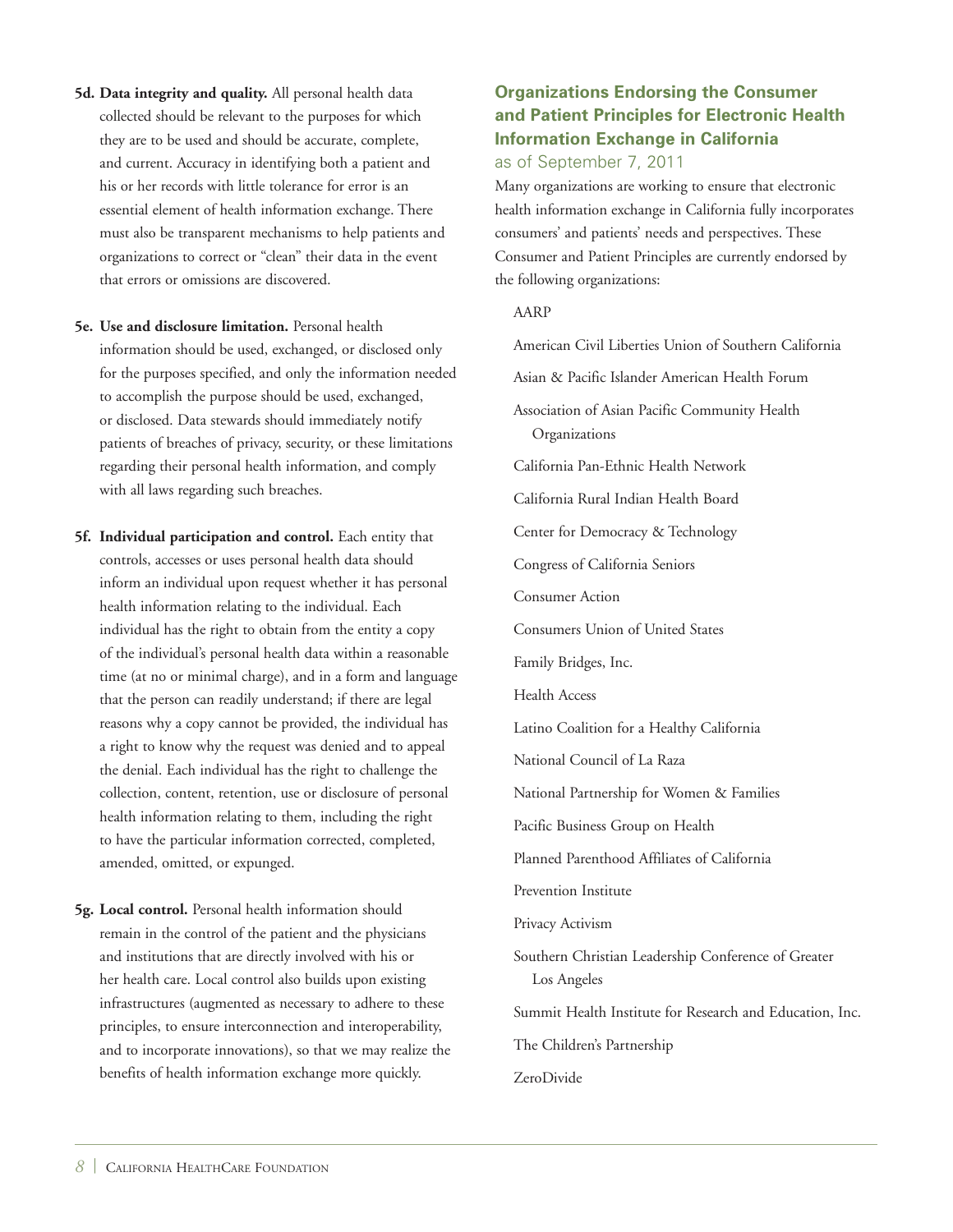**5d. Data integrity and quality.** All personal health data collected should be relevant to the purposes for which they are to be used and should be accurate, complete, and current. Accuracy in identifying both a patient and his or her records with little tolerance for error is an essential element of health information exchange. There must also be transparent mechanisms to help patients and organizations to correct or "clean" their data in the event that errors or omissions are discovered.

**5e. Use and disclosure limitation.** Personal health information should be used, exchanged, or disclosed only for the purposes specified, and only the information needed to accomplish the purpose should be used, exchanged, or disclosed. Data stewards should immediately notify patients of breaches of privacy, security, or these limitations regarding their personal health information, and comply with all laws regarding such breaches.

**5f. Individual participation and control.** Each entity that controls, accesses or uses personal health data should inform an individual upon request whether it has personal health information relating to the individual. Each individual has the right to obtain from the entity a copy of the individual's personal health data within a reasonable time (at no or minimal charge), and in a form and language that the person can readily understand; if there are legal reasons why a copy cannot be provided, the individual has a right to know why the request was denied and to appeal the denial. Each individual has the right to challenge the collection, content, retention, use or disclosure of personal health information relating to them, including the right to have the particular information corrected, completed, amended, omitted, or expunged.

**5g. Local control.** Personal health information should remain in the control of the patient and the physicians and institutions that are directly involved with his or her health care. Local control also builds upon existing infrastructures (augmented as necessary to adhere to these principles, to ensure interconnection and interoperability, and to incorporate innovations), so that we may realize the benefits of health information exchange more quickly.

## Organizations Endorsing the Consumer and Patient Principles for Electronic Health Information Exchange in California

as of September 7, 2011

Many organizations are working to ensure that electronic health information exchange in California fully incorporates consumers' and patients' needs and perspectives. These Consumer and Patient Principles are currently endorsed by the following organizations:

AARP

American Civil Liberties Union of Southern California

Asian & Pacific Islander American Health Forum

Association of Asian Pacific Community Health Organizations

California Pan-Ethnic Health Network

California Rural Indian Health Board

Center for Democracy & Technology

Congress of California Seniors

Consumer Action

Consumers Union of United States

Family Bridges, Inc.

Health Access

Latino Coalition for a Healthy California

National Council of La Raza

National Partnership for Women & Families

Pacific Business Group on Health

Planned Parenthood Affiliates of California

Prevention Institute

Privacy Activism

Southern Christian Leadership Conference of Greater Los Angeles

Summit Health Institute for Research and Education, Inc.

The Children's Partnership

ZeroDivide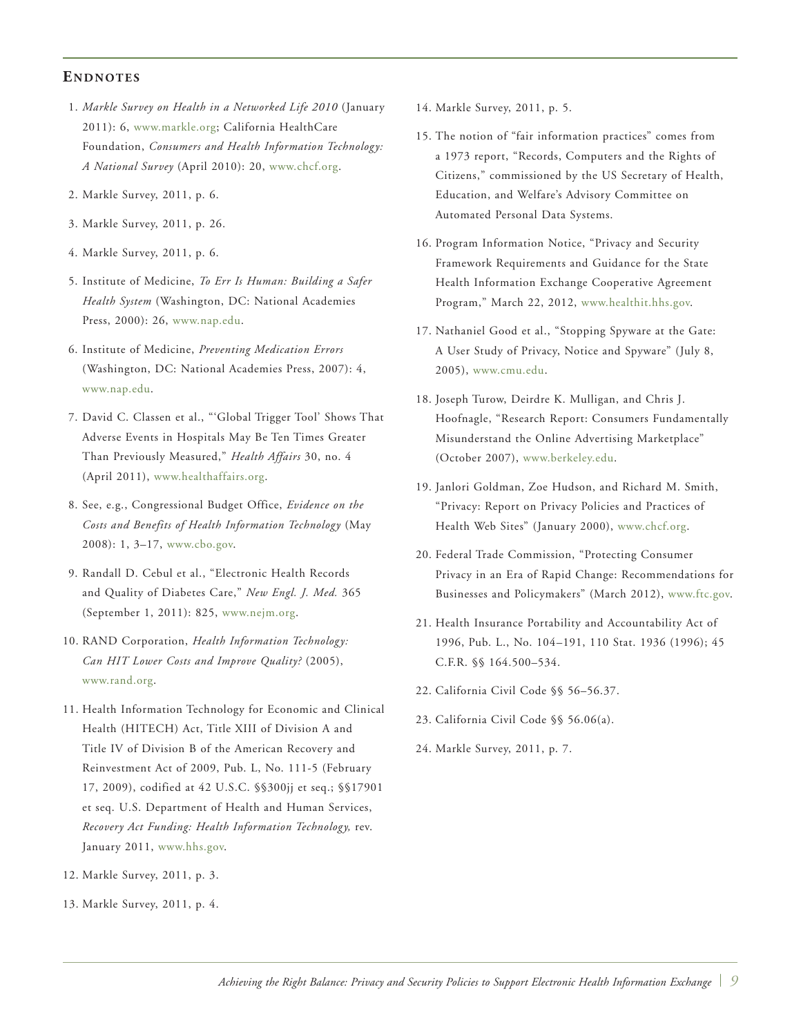## Endnotes

1. *Markle Survey on Health in a Networked Life 2010* (January 2011): 6, www.markle.org; California HealthCare Foundation, *Consumers and Health Information Technology: A National Survey* (April 2010): 20, www.chcf.org.
2. Markle Survey, 2011, p. 6.
3. Markle Survey, 2011, p. 26.
4. Markle Survey, 2011, p. 6.
5. Institute of Medicine, *To Err Is Human: Building a Safer Health System* (Washington, DC: National Academies Press, 2000): 26, www.nap.edu.
6. Institute of Medicine, *Preventing Medication Errors* (Washington, DC: National Academies Press, 2007): 4, www.nap.edu.
7. David C. Classen et al., "'Global Trigger Tool' Shows That Adverse Events in Hospitals May Be Ten Times Greater Than Previously Measured," *Health Affairs* 30, no. 4 (April 2011), www.healthaffairs.org.
8. See, e.g., Congressional Budget Office, *Evidence on the Costs and Benefits of Health Information Technology* (May 2008): 1, 3–17, www.cbo.gov.
9. Randall D. Cebul et al., "Electronic Health Records and Quality of Diabetes Care," *New Engl. J. Med.* 365 (September 1, 2011): 825, www.nejm.org.
10. RAND Corporation, *Health Information Technology: Can HIT Lower Costs and Improve Quality?* (2005), www.rand.org.
11. Health Information Technology for Economic and Clinical Health (HITECH) Act, Title XIII of Division A and Title IV of Division B of the American Recovery and Reinvestment Act of 2009, Pub. L, No. 111-5 (February 17, 2009), codified at 42 U.S.C. §§300jj et seq.; §§17901 et seq. U.S. Department of Health and Human Services, *Recovery Act Funding: Health Information Technology,* rev. January 2011, www.hhs.gov.
12. Markle Survey, 2011, p. 3.
13. Markle Survey, 2011, p. 4.
14. Markle Survey, 2011, p. 5.
15. The notion of "fair information practices" comes from a 1973 report, "Records, Computers and the Rights of Citizens," commissioned by the US Secretary of Health, Education, and Welfare's Advisory Committee on Automated Personal Data Systems.
16. Program Information Notice, "Privacy and Security Framework Requirements and Guidance for the State Health Information Exchange Cooperative Agreement Program," March 22, 2012, www.healthit.hhs.gov.
17. Nathaniel Good et al., "Stopping Spyware at the Gate: A User Study of Privacy, Notice and Spyware" (July 8, 2005), www.cmu.edu.
18. Joseph Turow, Deirdre K. Mulligan, and Chris J. Hoofnagle, "Research Report: Consumers Fundamentally Misunderstand the Online Advertising Marketplace" (October 2007), www.berkeley.edu.
19. Janlori Goldman, Zoe Hudson, and Richard M. Smith, "Privacy: Report on Privacy Policies and Practices of Health Web Sites" (January 2000), www.chcf.org.
20. Federal Trade Commission, "Protecting Consumer Privacy in an Era of Rapid Change: Recommendations for Businesses and Policymakers" (March 2012), www.ftc.gov.
21. Health Insurance Portability and Accountability Act of 1996, Pub. L., No. 104–191, 110 Stat. 1936 (1996); 45 C.F.R. §§ 164.500–534.
22. California Civil Code §§ 56–56.37.
23. California Civil Code §§ 56.06(a).
24. Markle Survey, 2011, p. 7.